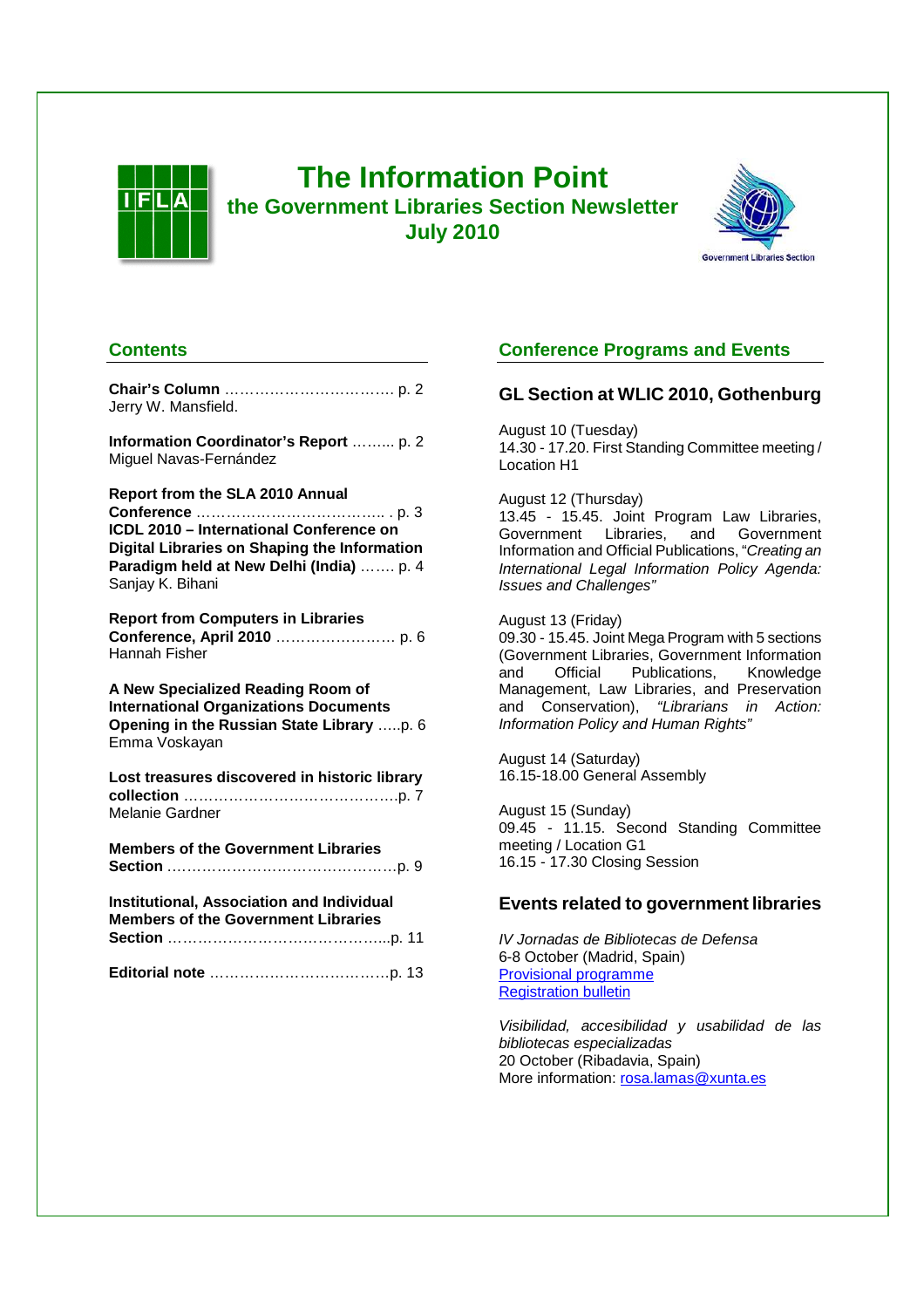# The Information Point

## the Government Libraries Section Newsletter

## July 2010

## Contents

**Chair's Column** ……………………………. p. 2
Jerry W. Mansfield.

**Information Coordinator's Report** ……... p. 2
Miguel Navas-Fernández

**Report from the SLA 2010 Annual Conference** ……………………………….. . p. 3
**ICDL 2010 – International Conference on Digital Libraries on Shaping the Information Paradigm held at New Delhi (India)** ……. p. 4
Sanjay K. Bihani

**Report from Computers in Libraries Conference, April 2010** …………………… p. 6
Hannah Fisher

**A New Specialized Reading Room of International Organizations Documents Opening in the Russian State Library** …..p. 6
Emma Voskayan

**Lost treasures discovered in historic library collection** …………………………………….p. 7
Melanie Gardner

**Members of the Government Libraries Section** ………………………………………..p. 9

**Institutional, Association and Individual Members of the Government Libraries Section** ……………………………………...p. 11

**Editorial note** ………………………………p. 13

## Conference Programs and Events

### GL Section at WLIC 2010, Gothenburg

August 10 (Tuesday)
14.30 - 17.20. First Standing Committee meeting / Location H1

August 12 (Thursday)
13.45 - 15.45. Joint Program Law Libraries, Government Libraries, and Government Information and Official Publications, "*Creating an International Legal Information Policy Agenda: Issues and Challenges"*

August 13 (Friday)
09.30 - 15.45. Joint Mega Program with 5 sections (Government Libraries, Government Information and Official Publications, Knowledge Management, Law Libraries, and Preservation and Conservation), *"Librarians in Action: Information Policy and Human Rights"*

August 14 (Saturday)
16.15-18.00 General Assembly

August 15 (Sunday)
09.45 - 11.15. Second Standing Committee meeting / Location G1
16.15 - 17.30 Closing Session

### Events related to government libraries

*IV Jornadas de Bibliotecas de Defensa*
6-8 October (Madrid, Spain)
Provisional programme
Registration bulletin

*Visibilidad, accesibilidad y usabilidad de las bibliotecas especializadas*
20 October (Ribadavia, Spain)
More information: rosa.lamas@xunta.es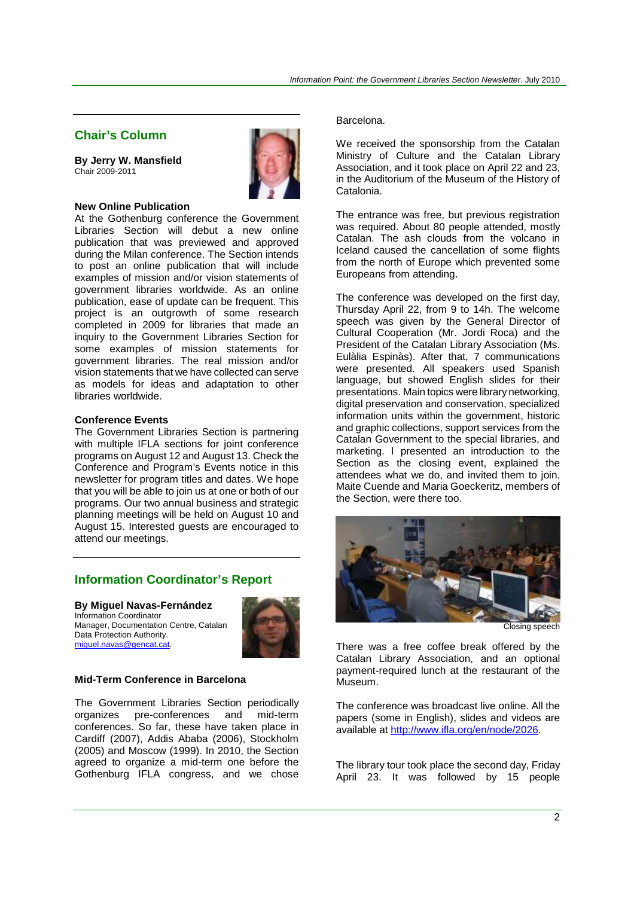## Chair's Column

**By Jerry W. Mansfield**
Chair 2009-2011

### New Online Publication

At the Gothenburg conference the Government Libraries Section will debut a new online publication that was previewed and approved during the Milan conference. The Section intends to post an online publication that will include examples of mission and/or vision statements of government libraries worldwide. As an online publication, ease of update can be frequent. This project is an outgrowth of some research completed in 2009 for libraries that made an inquiry to the Government Libraries Section for some examples of mission statements for government libraries. The real mission and/or vision statements that we have collected can serve as models for ideas and adaptation to other libraries worldwide.

### Conference Events

The Government Libraries Section is partnering with multiple IFLA sections for joint conference programs on August 12 and August 13. Check the Conference and Program's Events notice in this newsletter for program titles and dates. We hope that you will be able to join us at one or both of our programs. Our two annual business and strategic planning meetings will be held on August 10 and August 15. Interested guests are encouraged to attend our meetings.

## Information Coordinator's Report

**By Miguel Navas-Fernández**
Information Coordinator
Manager, Documentation Centre, Catalan Data Protection Authority.
miguel.navas@gencat.cat.

### Mid-Term Conference in Barcelona

The Government Libraries Section periodically organizes pre-conferences and mid-term conferences. So far, these have taken place in Cardiff (2007), Addis Ababa (2006), Stockholm (2005) and Moscow (1999). In 2010, the Section agreed to organize a mid-term one before the Gothenburg IFLA congress, and we chose Barcelona.

We received the sponsorship from the Catalan Ministry of Culture and the Catalan Library Association, and it took place on April 22 and 23, in the Auditorium of the Museum of the History of Catalonia.

The entrance was free, but previous registration was required. About 80 people attended, mostly Catalan. The ash clouds from the volcano in Iceland caused the cancellation of some flights from the north of Europe which prevented some Europeans from attending.

The conference was developed on the first day, Thursday April 22, from 9 to 14h. The welcome speech was given by the General Director of Cultural Cooperation (Mr. Jordi Roca) and the President of the Catalan Library Association (Ms. Eulàlia Espinàs). After that, 7 communications were presented. All speakers used Spanish language, but showed English slides for their presentations. Main topics were library networking, digital preservation and conservation, specialized information units within the government, historic and graphic collections, support services from the Catalan Government to the special libraries, and marketing. I presented an introduction to the Section as the closing event, explained the attendees what we do, and invited them to join. Maite Cuende and Maria Goeckeritz, members of the Section, were there too.

Closing speech

There was a free coffee break offered by the Catalan Library Association, and an optional payment-required lunch at the restaurant of the Museum.

The conference was broadcast live online. All the papers (some in English), slides and videos are available at http://www.ifla.org/en/node/2026.

The library tour took place the second day, Friday April 23. It was followed by 15 people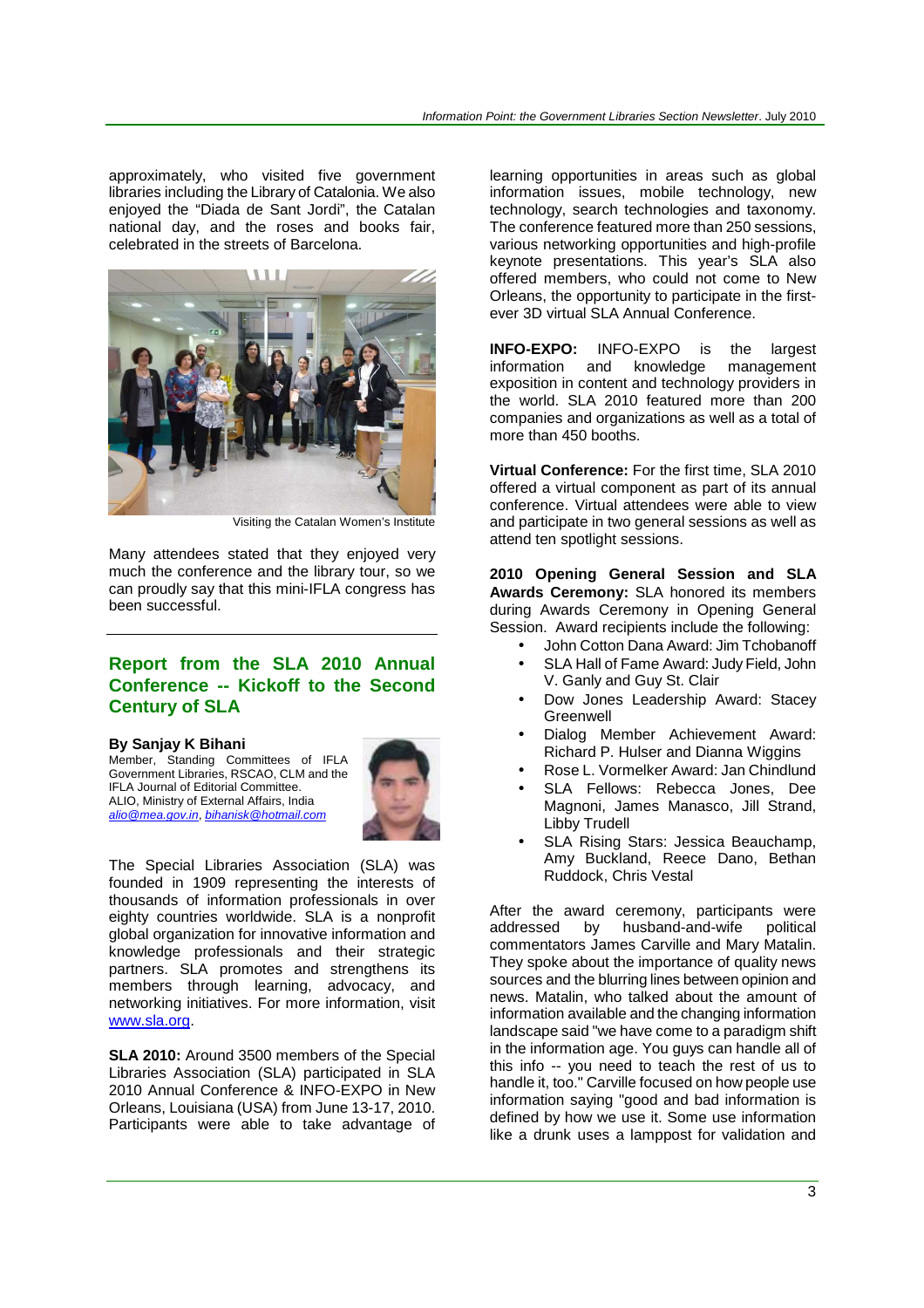approximately, who visited five government libraries including the Library of Catalonia. We also enjoyed the "Diada de Sant Jordi", the Catalan national day, and the roses and books fair, celebrated in the streets of Barcelona.

Visiting the Catalan Women's Institute

Many attendees stated that they enjoyed very much the conference and the library tour, so we can proudly say that this mini-IFLA congress has been successful.

## Report from the SLA 2010 Annual Conference -- Kickoff to the Second Century of SLA

**By Sanjay K Bihani**
Member, Standing Committees of IFLA Government Libraries, RSCAO, CLM and the IFLA Journal of Editorial Committee.
ALIO, Ministry of External Affairs, India
*alio@mea.gov.in*, *bihanisk@hotmail.com*

The Special Libraries Association (SLA) was founded in 1909 representing the interests of thousands of information professionals in over eighty countries worldwide. SLA is a nonprofit global organization for innovative information and knowledge professionals and their strategic partners. SLA promotes and strengthens its members through learning, advocacy, and networking initiatives. For more information, visit www.sla.org.

**SLA 2010:** Around 3500 members of the Special Libraries Association (SLA) participated in SLA 2010 Annual Conference & INFO-EXPO in New Orleans, Louisiana (USA) from June 13-17, 2010. Participants were able to take advantage of learning opportunities in areas such as global information issues, mobile technology, new technology, search technologies and taxonomy. The conference featured more than 250 sessions, various networking opportunities and high-profile keynote presentations. This year's SLA also offered members, who could not come to New Orleans, the opportunity to participate in the first-ever 3D virtual SLA Annual Conference.

**INFO-EXPO:** INFO-EXPO is the largest information and knowledge management exposition in content and technology providers in the world. SLA 2010 featured more than 200 companies and organizations as well as a total of more than 450 booths.

**Virtual Conference:** For the first time, SLA 2010 offered a virtual component as part of its annual conference. Virtual attendees were able to view and participate in two general sessions as well as attend ten spotlight sessions.

**2010 Opening General Session and SLA Awards Ceremony:** SLA honored its members during Awards Ceremony in Opening General Session. Award recipients include the following:

- John Cotton Dana Award: Jim Tchobanoff
- SLA Hall of Fame Award: Judy Field, John V. Ganly and Guy St. Clair
- Dow Jones Leadership Award: Stacey Greenwell
- Dialog Member Achievement Award: Richard P. Hulser and Dianna Wiggins
- Rose L. Vormelker Award: Jan Chindlund
- SLA Fellows: Rebecca Jones, Dee Magnoni, James Manasco, Jill Strand, Libby Trudell
- SLA Rising Stars: Jessica Beauchamp, Amy Buckland, Reece Dano, Bethan Ruddock, Chris Vestal

After the award ceremony, participants were addressed by husband-and-wife political commentators James Carville and Mary Matalin. They spoke about the importance of quality news sources and the blurring lines between opinion and news. Matalin, who talked about the amount of information available and the changing information landscape said "we have come to a paradigm shift in the information age. You guys can handle all of this info -- you need to teach the rest of us to handle it, too." Carville focused on how people use information saying "good and bad information is defined by how we use it. Some use information like a drunk uses a lamppost for validation and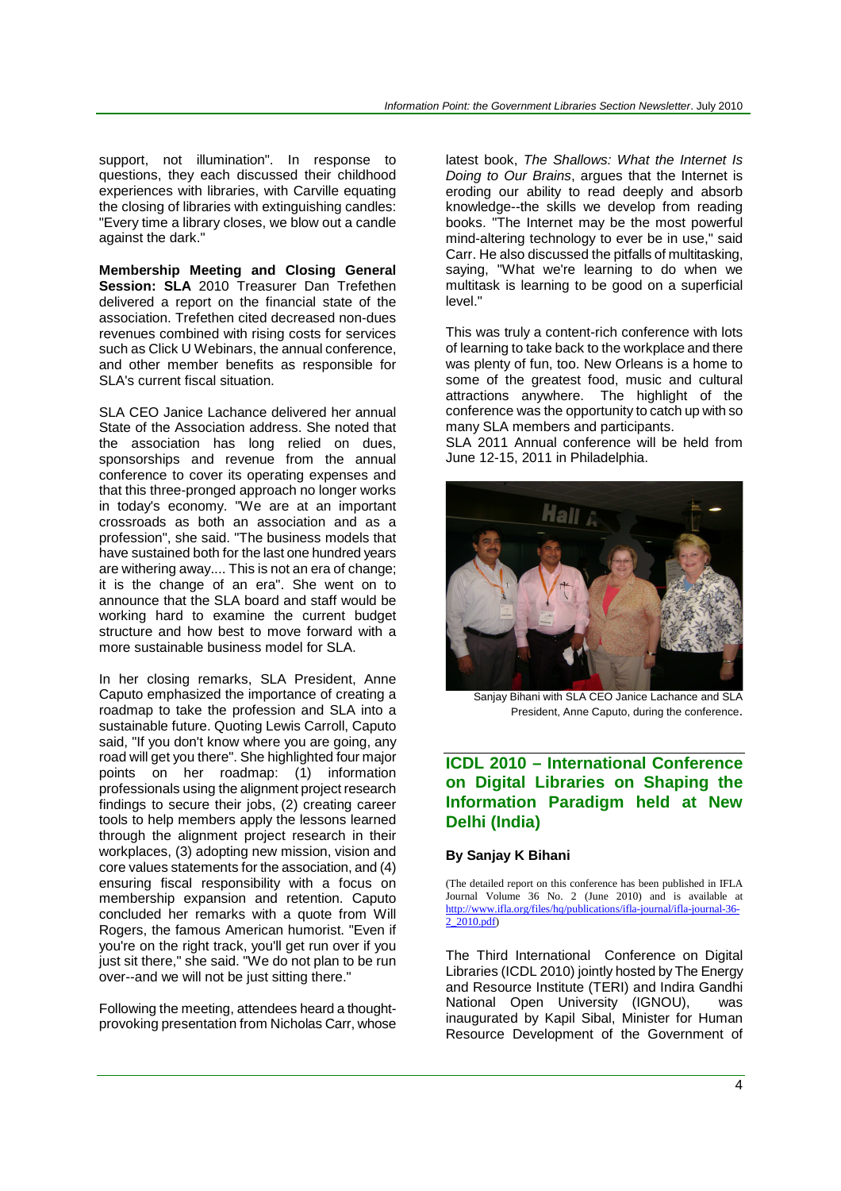support, not illumination". In response to questions, they each discussed their childhood experiences with libraries, with Carville equating the closing of libraries with extinguishing candles: "Every time a library closes, we blow out a candle against the dark."

**Membership Meeting and Closing General Session: SLA** 2010 Treasurer Dan Trefethen delivered a report on the financial state of the association. Trefethen cited decreased non-dues revenues combined with rising costs for services such as Click U Webinars, the annual conference, and other member benefits as responsible for SLA's current fiscal situation.

SLA CEO Janice Lachance delivered her annual State of the Association address. She noted that the association has long relied on dues, sponsorships and revenue from the annual conference to cover its operating expenses and that this three-pronged approach no longer works in today's economy. "We are at an important crossroads as both an association and as a profession", she said. "The business models that have sustained both for the last one hundred years are withering away.... This is not an era of change; it is the change of an era". She went on to announce that the SLA board and staff would be working hard to examine the current budget structure and how best to move forward with a more sustainable business model for SLA.

In her closing remarks, SLA President, Anne Caputo emphasized the importance of creating a roadmap to take the profession and SLA into a sustainable future. Quoting Lewis Carroll, Caputo said, "If you don't know where you are going, any road will get you there". She highlighted four major points on her roadmap: (1) information professionals using the alignment project research findings to secure their jobs, (2) creating career tools to help members apply the lessons learned through the alignment project research in their workplaces, (3) adopting new mission, vision and core values statements for the association, and (4) ensuring fiscal responsibility with a focus on membership expansion and retention. Caputo concluded her remarks with a quote from Will Rogers, the famous American humorist. "Even if you're on the right track, you'll get run over if you just sit there," she said. "We do not plan to be run over--and we will not be just sitting there."

Following the meeting, attendees heard a thought-provoking presentation from Nicholas Carr, whose latest book, *The Shallows: What the Internet Is Doing to Our Brains*, argues that the Internet is eroding our ability to read deeply and absorb knowledge--the skills we develop from reading books. "The Internet may be the most powerful mind-altering technology to ever be in use," said Carr. He also discussed the pitfalls of multitasking, saying, "What we're learning to do when we multitask is learning to be good on a superficial level."

This was truly a content-rich conference with lots of learning to take back to the workplace and there was plenty of fun, too. New Orleans is a home to some of the greatest food, music and cultural attractions anywhere. The highlight of the conference was the opportunity to catch up with so many SLA members and participants.
SLA 2011 Annual conference will be held from June 12-15, 2011 in Philadelphia.

Sanjay Bihani with SLA CEO Janice Lachance and SLA President, Anne Caputo, during the conference.

## ICDL 2010 – International Conference on Digital Libraries on Shaping the Information Paradigm held at New Delhi (India)

**By Sanjay K Bihani**

(The detailed report on this conference has been published in IFLA Journal Volume 36 No. 2 (June 2010) and is available at http://www.ifla.org/files/hq/publications/ifla-journal/ifla-journal-36-2_2010.pdf)

The Third International Conference on Digital Libraries (ICDL 2010) jointly hosted by The Energy and Resource Institute (TERI) and Indira Gandhi National Open University (IGNOU), was inaugurated by Kapil Sibal, Minister for Human Resource Development of the Government of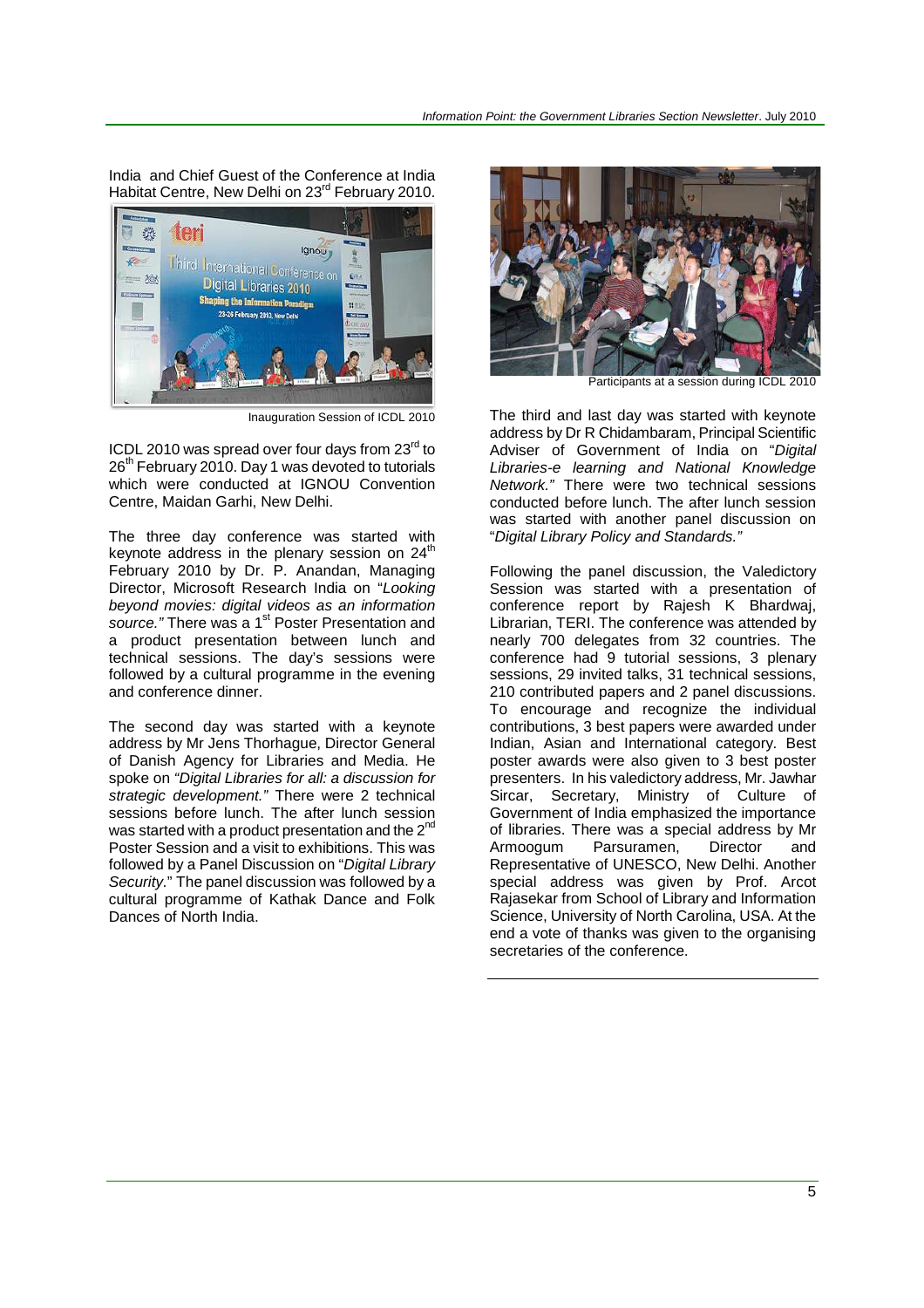India and Chief Guest of the Conference at India Habitat Centre, New Delhi on 23rd February 2010.

Inauguration Session of ICDL 2010

ICDL 2010 was spread over four days from 23rd to 26th February 2010. Day 1 was devoted to tutorials which were conducted at IGNOU Convention Centre, Maidan Garhi, New Delhi.

The three day conference was started with keynote address in the plenary session on 24th February 2010 by Dr. P. Anandan, Managing Director, Microsoft Research India on "*Looking beyond movies: digital videos as an information source."* There was a 1st Poster Presentation and a product presentation between lunch and technical sessions. The day's sessions were followed by a cultural programme in the evening and conference dinner.

The second day was started with a keynote address by Mr Jens Thorhague, Director General of Danish Agency for Libraries and Media. He spoke on *"Digital Libraries for all: a discussion for strategic development."* There were 2 technical sessions before lunch. The after lunch session was started with a product presentation and the 2nd Poster Session and a visit to exhibitions. This was followed by a Panel Discussion on "*Digital Library Security.*" The panel discussion was followed by a cultural programme of Kathak Dance and Folk Dances of North India.

Participants at a session during ICDL 2010

The third and last day was started with keynote address by Dr R Chidambaram, Principal Scientific Adviser of Government of India on "*Digital Libraries-e learning and National Knowledge Network."* There were two technical sessions conducted before lunch. The after lunch session was started with another panel discussion on "*Digital Library Policy and Standards."*

Following the panel discussion, the Valedictory Session was started with a presentation of conference report by Rajesh K Bhardwaj, Librarian, TERI. The conference was attended by nearly 700 delegates from 32 countries. The conference had 9 tutorial sessions, 3 plenary sessions, 29 invited talks, 31 technical sessions, 210 contributed papers and 2 panel discussions. To encourage and recognize the individual contributions, 3 best papers were awarded under Indian, Asian and International category. Best poster awards were also given to 3 best poster presenters. In his valedictory address, Mr. Jawhar Sircar, Secretary, Ministry of Culture of Government of India emphasized the importance of libraries. There was a special address by Mr Armoogum Parsuramen, Director and Representative of UNESCO, New Delhi. Another special address was given by Prof. Arcot Rajasekar from School of Library and Information Science, University of North Carolina, USA. At the end a vote of thanks was given to the organising secretaries of the conference.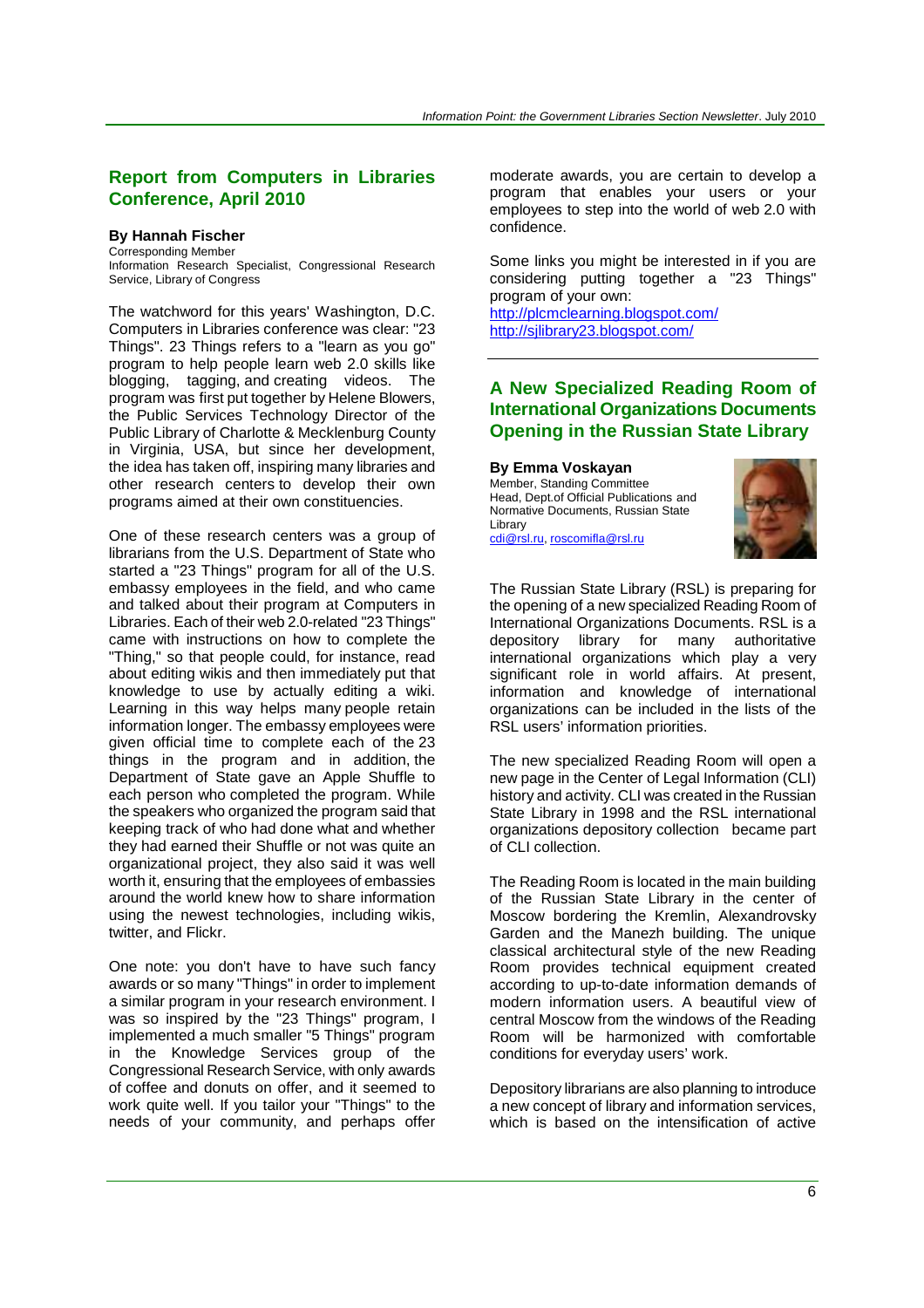## Report from Computers in Libraries Conference, April 2010

**By Hannah Fischer**
Corresponding Member
Information Research Specialist, Congressional Research Service, Library of Congress

The watchword for this years' Washington, D.C. Computers in Libraries conference was clear: "23 Things". 23 Things refers to a "learn as you go" program to help people learn web 2.0 skills like blogging, tagging, and creating videos. The program was first put together by Helene Blowers, the Public Services Technology Director of the Public Library of Charlotte & Mecklenburg County in Virginia, USA, but since her development, the idea has taken off, inspiring many libraries and other research centers to develop their own programs aimed at their own constituencies.

One of these research centers was a group of librarians from the U.S. Department of State who started a "23 Things" program for all of the U.S. embassy employees in the field, and who came and talked about their program at Computers in Libraries. Each of their web 2.0-related "23 Things" came with instructions on how to complete the "Thing," so that people could, for instance, read about editing wikis and then immediately put that knowledge to use by actually editing a wiki. Learning in this way helps many people retain information longer. The embassy employees were given official time to complete each of the 23 things in the program and in addition, the Department of State gave an Apple Shuffle to each person who completed the program. While the speakers who organized the program said that keeping track of who had done what and whether they had earned their Shuffle or not was quite an organizational project, they also said it was well worth it, ensuring that the employees of embassies around the world knew how to share information using the newest technologies, including wikis, twitter, and Flickr.

One note: you don't have to have such fancy awards or so many "Things" in order to implement a similar program in your research environment. I was so inspired by the "23 Things" program, I implemented a much smaller "5 Things" program in the Knowledge Services group of the Congressional Research Service, with only awards of coffee and donuts on offer, and it seemed to work quite well. If you tailor your "Things" to the needs of your community, and perhaps offer moderate awards, you are certain to develop a program that enables your users or your employees to step into the world of web 2.0 with confidence.

Some links you might be interested in if you are considering putting together a "23 Things" program of your own:
http://plcmclearning.blogspot.com/
http://sjlibrary23.blogspot.com/

---

## A New Specialized Reading Room of International Organizations Documents Opening in the Russian State Library

**By Emma Voskayan**
Member, Standing Committee
Head, Dept.of Official Publications and Normative Documents, Russian State Library
cdi@rsl.ru, roscomifla@rsl.ru

The Russian State Library (RSL) is preparing for the opening of a new specialized Reading Room of International Organizations Documents. RSL is a depository library for many authoritative international organizations which play a very significant role in world affairs. At present, information and knowledge of international organizations can be included in the lists of the RSL users' information priorities.

The new specialized Reading Room will open a new page in the Center of Legal Information (CLI) history and activity. CLI was created in the Russian State Library in 1998 and the RSL international organizations depository collection became part of CLI collection.

The Reading Room is located in the main building of the Russian State Library in the center of Moscow bordering the Kremlin, Alexandrovsky Garden and the Manezh building. The unique classical architectural style of the new Reading Room provides technical equipment created according to up-to-date information demands of modern information users. A beautiful view of central Moscow from the windows of the Reading Room will be harmonized with comfortable conditions for everyday users' work.

Depository librarians are also planning to introduce a new concept of library and information services, which is based on the intensification of active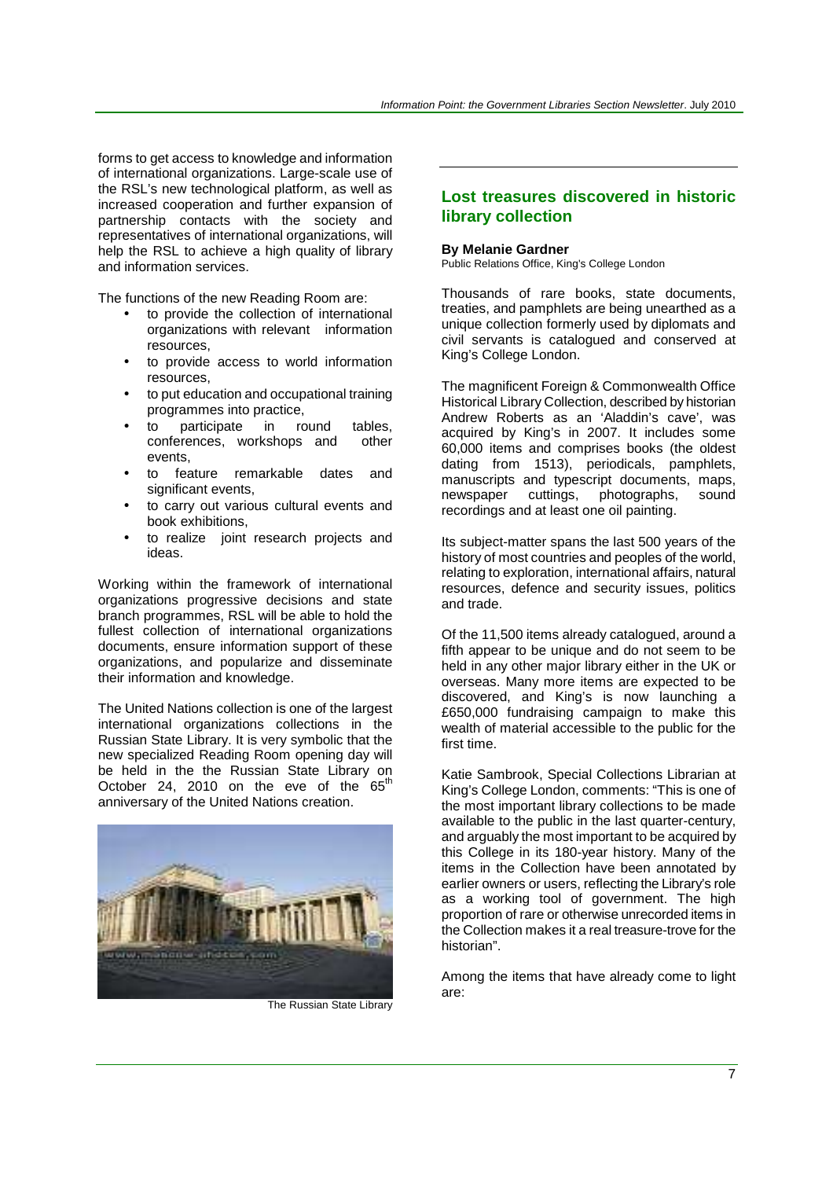forms to get access to knowledge and information of international organizations. Large-scale use of the RSL's new technological platform, as well as increased cooperation and further expansion of partnership contacts with the society and representatives of international organizations, will help the RSL to achieve a high quality of library and information services.

The functions of the new Reading Room are:

- to provide the collection of international organizations with relevant information resources,
- to provide access to world information resources,
- to put education and occupational training programmes into practice,
- to participate in round tables, conferences, workshops and other events,
- to feature remarkable dates and significant events,
- to carry out various cultural events and book exhibitions,
- to realize joint research projects and ideas.

Working within the framework of international organizations progressive decisions and state branch programmes, RSL will be able to hold the fullest collection of international organizations documents, ensure information support of these organizations, and popularize and disseminate their information and knowledge.

The United Nations collection is one of the largest international organizations collections in the Russian State Library. It is very symbolic that the new specialized Reading Room opening day will be held in the the Russian State Library on October 24, 2010 on the eve of the 65th anniversary of the United Nations creation.

The Russian State Library

## Lost treasures discovered in historic library collection

**By Melanie Gardner**
Public Relations Office, King's College London

Thousands of rare books, state documents, treaties, and pamphlets are being unearthed as a unique collection formerly used by diplomats and civil servants is catalogued and conserved at King's College London.

The magnificent Foreign & Commonwealth Office Historical Library Collection, described by historian Andrew Roberts as an 'Aladdin's cave', was acquired by King's in 2007. It includes some 60,000 items and comprises books (the oldest dating from 1513), periodicals, pamphlets, manuscripts and typescript documents, maps, newspaper cuttings, photographs, sound recordings and at least one oil painting.

Its subject-matter spans the last 500 years of the history of most countries and peoples of the world, relating to exploration, international affairs, natural resources, defence and security issues, politics and trade.

Of the 11,500 items already catalogued, around a fifth appear to be unique and do not seem to be held in any other major library either in the UK or overseas. Many more items are expected to be discovered, and King's is now launching a £650,000 fundraising campaign to make this wealth of material accessible to the public for the first time.

Katie Sambrook, Special Collections Librarian at King's College London, comments: "This is one of the most important library collections to be made available to the public in the last quarter-century, and arguably the most important to be acquired by this College in its 180-year history. Many of the items in the Collection have been annotated by earlier owners or users, reflecting the Library's role as a working tool of government. The high proportion of rare or otherwise unrecorded items in the Collection makes it a real treasure-trove for the historian".

Among the items that have already come to light are: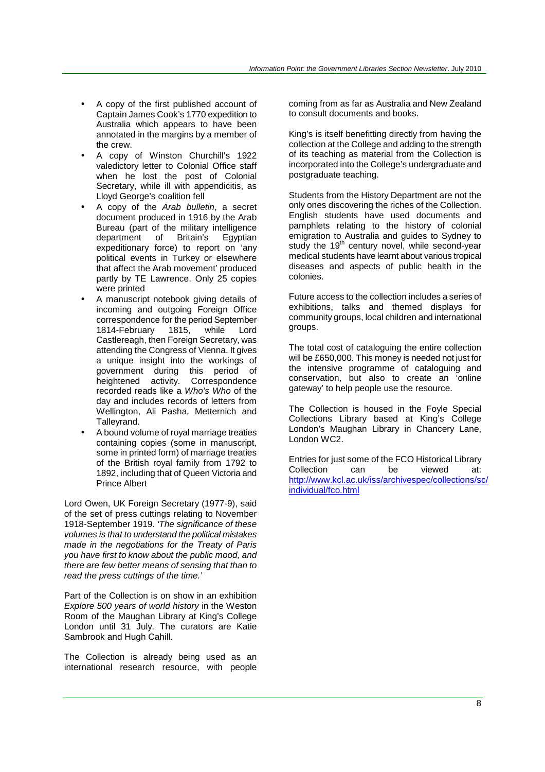- A copy of the first published account of Captain James Cook's 1770 expedition to Australia which appears to have been annotated in the margins by a member of the crew.
- A copy of Winston Churchill's 1922 valedictory letter to Colonial Office staff when he lost the post of Colonial Secretary, while ill with appendicitis, as Lloyd George's coalition fell
- A copy of the *Arab bulletin*, a secret document produced in 1916 by the Arab Bureau (part of the military intelligence department of Britain's Egyptian expeditionary force) to report on 'any political events in Turkey or elsewhere that affect the Arab movement' produced partly by TE Lawrence. Only 25 copies were printed
- A manuscript notebook giving details of incoming and outgoing Foreign Office correspondence for the period September 1814-February 1815, while Lord Castlereagh, then Foreign Secretary, was attending the Congress of Vienna. It gives a unique insight into the workings of government during this period of heightened activity. Correspondence recorded reads like a *Who's Who* of the day and includes records of letters from Wellington, Ali Pasha, Metternich and Talleyrand.
- A bound volume of royal marriage treaties containing copies (some in manuscript, some in printed form) of marriage treaties of the British royal family from 1792 to 1892, including that of Queen Victoria and Prince Albert

Lord Owen, UK Foreign Secretary (1977-9), said of the set of press cuttings relating to November 1918-September 1919. *'The significance of these volumes is that to understand the political mistakes made in the negotiations for the Treaty of Paris you have first to know about the public mood, and there are few better means of sensing that than to read the press cuttings of the time.'*

Part of the Collection is on show in an exhibition *Explore 500 years of world history* in the Weston Room of the Maughan Library at King's College London until 31 July. The curators are Katie Sambrook and Hugh Cahill.

The Collection is already being used as an international research resource, with people coming from as far as Australia and New Zealand to consult documents and books.

King's is itself benefitting directly from having the collection at the College and adding to the strength of its teaching as material from the Collection is incorporated into the College's undergraduate and postgraduate teaching.

Students from the History Department are not the only ones discovering the riches of the Collection. English students have used documents and pamphlets relating to the history of colonial emigration to Australia and guides to Sydney to study the 19th century novel, while second-year medical students have learnt about various tropical diseases and aspects of public health in the colonies.

Future access to the collection includes a series of exhibitions, talks and themed displays for community groups, local children and international groups.

The total cost of cataloguing the entire collection will be £650,000. This money is needed not just for the intensive programme of cataloguing and conservation, but also to create an 'online gateway' to help people use the resource.

The Collection is housed in the Foyle Special Collections Library based at King's College London's Maughan Library in Chancery Lane, London WC2.

Entries for just some of the FCO Historical Library Collection can be viewed at: http://www.kcl.ac.uk/iss/archivespec/collections/sc/individual/fco.html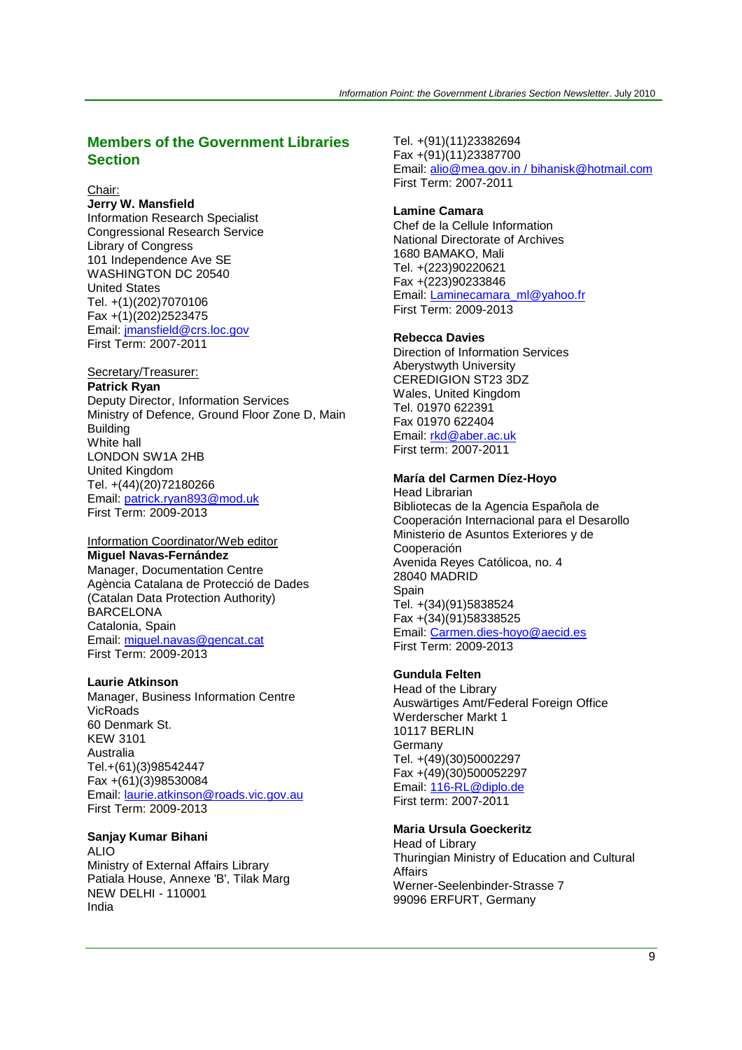## Members of the Government Libraries Section

Chair:

**Jerry W. Mansfield**
Information Research Specialist
Congressional Research Service
Library of Congress
101 Independence Ave SE
WASHINGTON DC 20540
United States
Tel. +(1)(202)7070106
Fax +(1)(202)2523475
Email: jmansfield@crs.loc.gov
First Term: 2007-2011

Secretary/Treasurer:

**Patrick Ryan**
Deputy Director, Information Services
Ministry of Defence, Ground Floor Zone D, Main Building
White hall
LONDON SW1A 2HB
United Kingdom
Tel. +(44)(20)72180266
Email: patrick.ryan893@mod.uk
First Term: 2009-2013

Information Coordinator/Web editor

**Miguel Navas-Fernández**
Manager, Documentation Centre
Agència Catalana de Protecció de Dades
(Catalan Data Protection Authority)
BARCELONA
Catalonia, Spain
Email: miguel.navas@gencat.cat
First Term: 2009-2013

**Laurie Atkinson**
Manager, Business Information Centre
VicRoads
60 Denmark St.
KEW 3101
Australia
Tel.+(61)(3)98542447
Fax +(61)(3)98530084
Email: laurie.atkinson@roads.vic.gov.au
First Term: 2009-2013

**Sanjay Kumar Bihani**
ALIO
Ministry of External Affairs Library
Patiala House, Annexe 'B', Tilak Marg
NEW DELHI - 110001
India
Tel. +(91)(11)23382694
Fax +(91)(11)23387700
Email: alio@mea.gov.in / bihanisk@hotmail.com
First Term: 2007-2011

**Lamine Camara**
Chef de la Cellule Information
National Directorate of Archives
1680 BAMAKO, Mali
Tel. +(223)90220621
Fax +(223)90233846
Email: Laminecamara_ml@yahoo.fr
First Term: 2009-2013

**Rebecca Davies**
Direction of Information Services
Aberystwyth University
CEREDIGION ST23 3DZ
Wales, United Kingdom
Tel. 01970 622391
Fax 01970 622404
Email: rkd@aber.ac.uk
First term: 2007-2011

**María del Carmen Díez-Hoyo**
Head Librarian
Bibliotecas de la Agencia Española de Cooperación Internacional para el Desarollo
Ministerio de Asuntos Exteriores y de Cooperación
Avenida Reyes Católicoa, no. 4
28040 MADRID
Spain
Tel. +(34)(91)5838524
Fax +(34)(91)58338525
Email: Carmen.dies-hoyo@aecid.es
First Term: 2009-2013

**Gundula Felten**
Head of the Library
Auswärtiges Amt/Federal Foreign Office
Werderscher Markt 1
10117 BERLIN
Germany
Tel. +(49)(30)50002297
Fax +(49)(30)500052297
Email: 116-RL@diplo.de
First term: 2007-2011

**Maria Ursula Goeckeritz**
Head of Library
Thuringian Ministry of Education and Cultural Affairs
Werner-Seelenbinder-Strasse 7
99096 ERFURT, Germany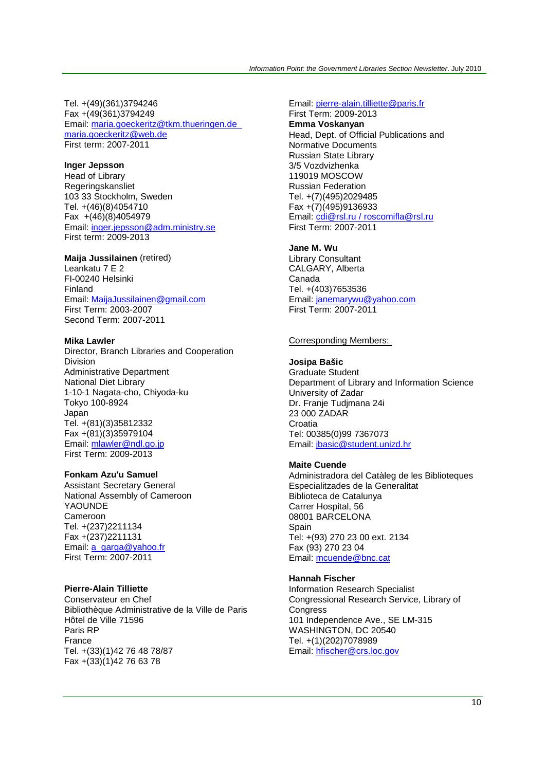Tel. +(49)(361)3794246
Fax +(49(361)3794249
Email: maria.goeckeritz@tkm.thueringen.de
maria.goeckeritz@web.de
First term: 2007-2011

**Inger Jepsson**
Head of Library
Regeringskansliet
103 33 Stockholm, Sweden
Tel. +(46)(8)4054710
Fax +(46)(8)4054979
Email: inger.jepsson@adm.ministry.se
First term: 2009-2013

**Maija Jussilainen** (retired)
Leankatu 7 E 2
FI-00240 Helsinki
Finland
Email: MaijaJussilainen@gmail.com
First Term: 2003-2007
Second Term: 2007-2011

**Mika Lawler**
Director, Branch Libraries and Cooperation Division
Administrative Department
National Diet Library
1-10-1 Nagata-cho, Chiyoda-ku
Tokyo 100-8924
Japan
Tel. +(81)(3)35812332
Fax +(81)(3)35979104
Email: mlawler@ndl.go.jp
First Term: 2009-2013

**Fonkam Azu'u Samuel**
Assistant Secretary General
National Assembly of Cameroon
YAOUNDE
Cameroon
Tel. +(237)2211134
Fax +(237)2211131
Email: a_garga@yahoo.fr
First Term: 2007-2011

**Pierre-Alain Tilliette**
Conservateur en Chef
Bibliothèque Administrative de la Ville de Paris
Hôtel de Ville 71596
Paris RP
France
Tel. +(33)(1)42 76 48 78/87
Fax +(33)(1)42 76 63 78
Email: pierre-alain.tilliette@paris.fr
First Term: 2009-2013

**Emma Voskanyan**
Head, Dept. of Official Publications and Normative Documents
Russian State Library
3/5 Vozdvizhenka
119019 MOSCOW
Russian Federation
Tel. +(7)(495)2029485
Fax +(7)(495)9136933
Email: cdi@rsl.ru / roscomifla@rsl.ru
First Term: 2007-2011

**Jane M. Wu**
Library Consultant
CALGARY, Alberta
Canada
Tel. +(403)7653536
Email: janemarywu@yahoo.com
First Term: 2007-2011

Corresponding Members:

**Josipa Bašic**
Graduate Student
Department of Library and Information Science
University of Zadar
Dr. Franje Tudjmana 24i
23 000 ZADAR
Croatia
Tel: 00385(0)99 7367073
Email: jbasic@student.unizd.hr

**Maite Cuende**
Administradora del Catàleg de les Biblioteques Especialitzades de la Generalitat
Biblioteca de Catalunya
Carrer Hospital, 56
08001 BARCELONA
Spain
Tel: +(93) 270 23 00 ext. 2134
Fax (93) 270 23 04
Email: mcuende@bnc.cat

**Hannah Fischer**
Information Research Specialist
Congressional Research Service, Library of Congress
101 Independence Ave., SE LM-315
WASHINGTON, DC 20540
Tel. +(1)(202)7078989
Email: hfischer@crs.loc.gov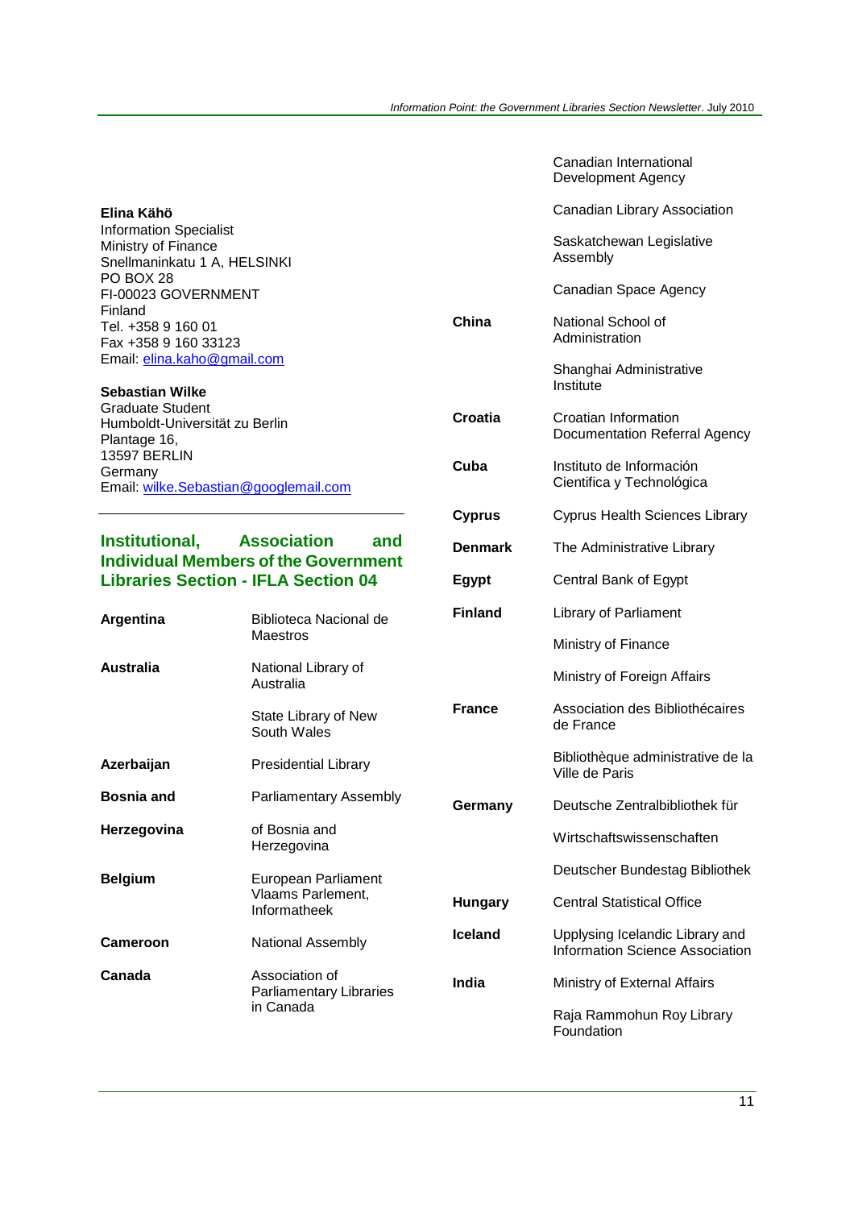**Elina Kähö**
Information Specialist
Ministry of Finance
Snellmaninkatu 1 A, HELSINKI
PO BOX 28
FI-00023 GOVERNMENT
Finland
Tel. +358 9 160 01
Fax +358 9 160 33123
Email: elina.kaho@gmail.com

**Sebastian Wilke**
Graduate Student
Humboldt-Universität zu Berlin
Plantage 16,
13597 BERLIN
Germany
Email: wilke.Sebastian@googlemail.com

---

## Institutional, Association and Individual Members of the Government Libraries Section - IFLA Section 04

| Country | Member |
|---|---|
| **Argentina** | Biblioteca Nacional de Maestros |
| **Australia** | National Library of Australia |
| | State Library of New South Wales |
| **Azerbaijan** | Presidential Library |
| **Bosnia and Herzegovina** | Parliamentary Assembly of Bosnia and Herzegovina |
| **Belgium** | European Parliament Vlaams Parlement, Informatheek |
| **Cameroon** | National Assembly |
| **Canada** | Association of Parliamentary Libraries in Canada |
| | Canadian International Development Agency |
| | Canadian Library Association |
| | Saskatchewan Legislative Assembly |
| | Canadian Space Agency |
| **China** | National School of Administration |
| | Shanghai Administrative Institute |
| **Croatia** | Croatian Information Documentation Referral Agency |
| **Cuba** | Instituto de Información Cientifica y Tecnológica |
| **Cyprus** | Cyprus Health Sciences Library |
| **Denmark** | The Administrative Library |
| **Egypt** | Central Bank of Egypt |
| **Finland** | Library of Parliament |
| | Ministry of Finance |
| | Ministry of Foreign Affairs |
| **France** | Association des Bibliothécaires de France |
| | Bibliothèque administrative de la Ville de Paris |
| **Germany** | Deutsche Zentralbibliothek für Wirtschaftswissenschaften |
| | Deutscher Bundestag Bibliothek |
| **Hungary** | Central Statistical Office |
| **Iceland** | Upplysing Icelandic Library and Information Science Association |
| **India** | Ministry of External Affairs |
| | Raja Rammohun Roy Library Foundation |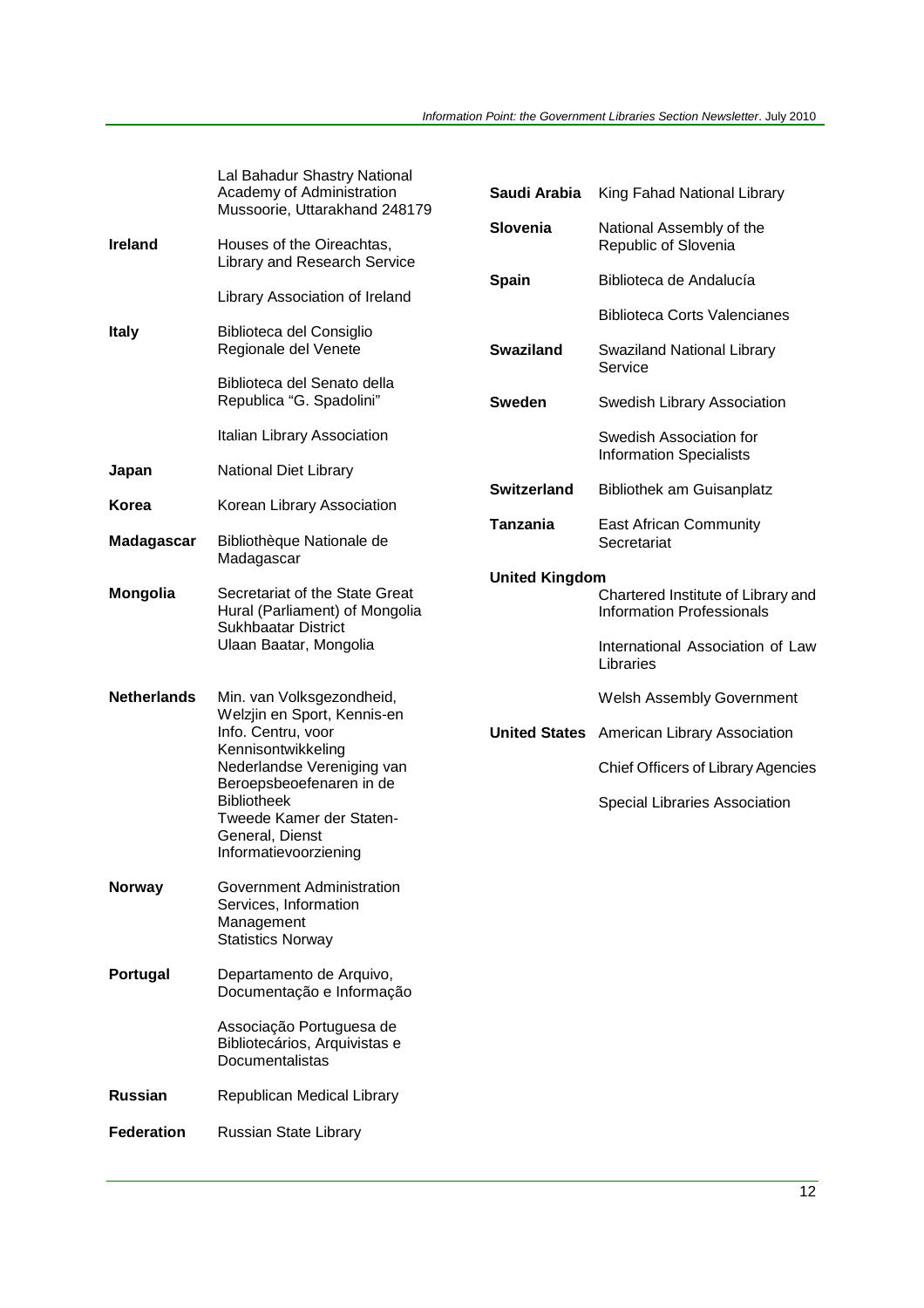| | |
|---|---|
| | Lal Bahadur Shastry National Academy of Administration Mussoorie, Uttarakhand 248179 |
| **Ireland** | Houses of the Oireachtas, Library and Research Service |
| | Library Association of Ireland |
| **Italy** | Biblioteca del Consiglio Regionale del Venete |
| | Biblioteca del Senato della Republica "G. Spadolini" |
| | Italian Library Association |
| **Japan** | National Diet Library |
| **Korea** | Korean Library Association |
| **Madagascar** | Bibliothèque Nationale de Madagascar |
| **Mongolia** | Secretariat of the State Great Hural (Parliament) of Mongolia Sukhbaatar District Ulaan Baatar, Mongolia |
| **Netherlands** | Min. van Volksgezondheid, Welzjin en Sport, Kennis-en Info. Centru, voor Kennisontwikkeling Nederlandse Vereniging van Beroepsbeoefenaren in de Bibliotheek Tweede Kamer der Staten-General, Dienst Informatievoorziening |
| **Norway** | Government Administration Services, Information Management Statistics Norway |
| **Portugal** | Departamento de Arquivo, Documentação e Informação |
| | Associação Portuguesa de Bibliotecários, Arquivistas e Documentalistas |
| **Russian** | Republican Medical Library |
| **Federation** | Russian State Library |
| **Saudi Arabia** | King Fahad National Library |
| **Slovenia** | National Assembly of the Republic of Slovenia |
| **Spain** | Biblioteca de Andalucía |
| | Biblioteca Corts Valencianes |
| **Swaziland** | Swaziland National Library Service |
| **Sweden** | Swedish Library Association |
| | Swedish Association for Information Specialists |
| **Switzerland** | Bibliothek am Guisanplatz |
| **Tanzania** | East African Community Secretariat |
| **United Kingdom** | Chartered Institute of Library and Information Professionals |
| | International Association of Law Libraries |
| | Welsh Assembly Government |
| **United States** | American Library Association |
| | Chief Officers of Library Agencies |
| | Special Libraries Association |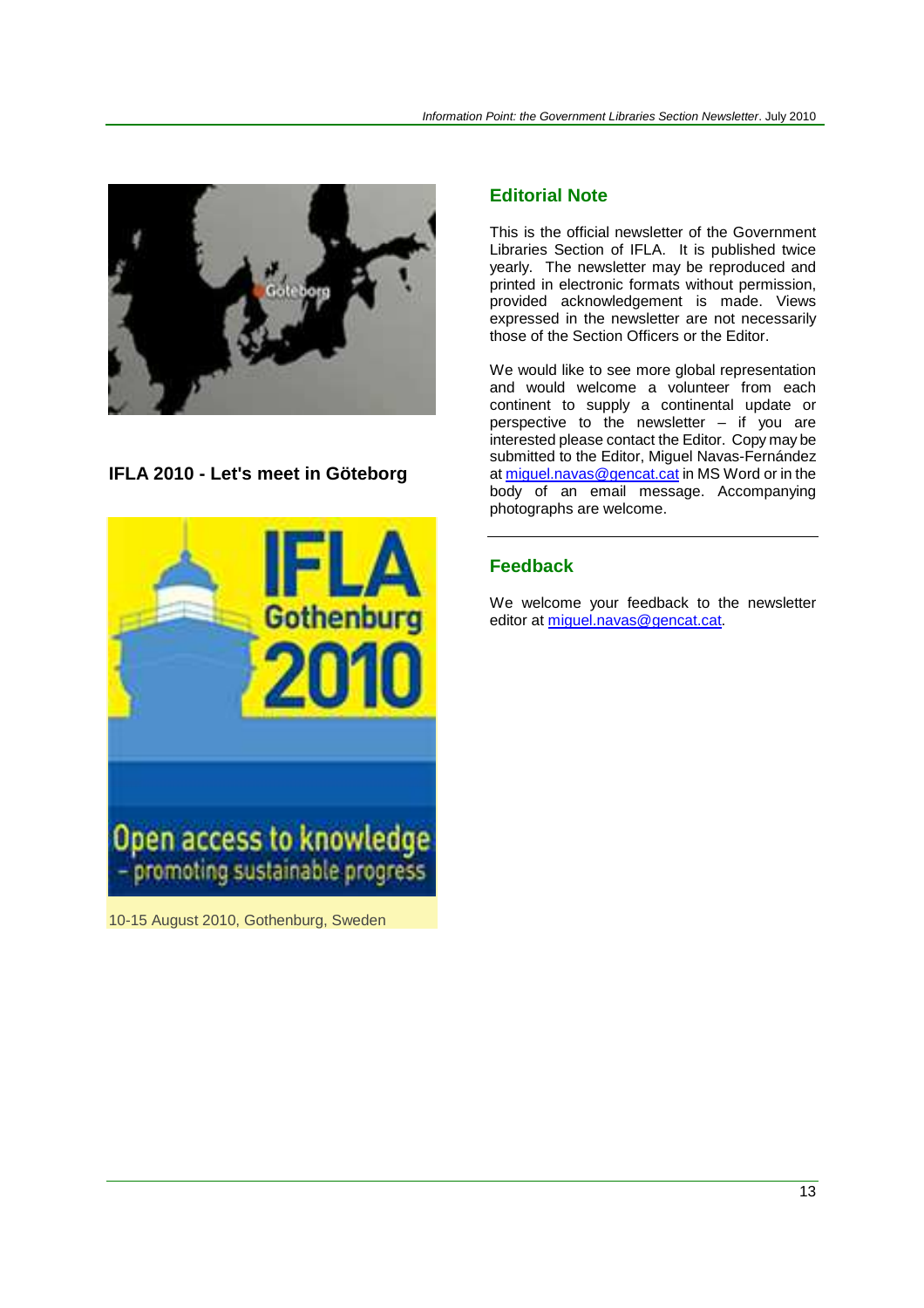**IFLA 2010 - Let's meet in Göteborg**

10-15 August 2010, Gothenburg, Sweden

## Editorial Note

This is the official newsletter of the Government Libraries Section of IFLA. It is published twice yearly. The newsletter may be reproduced and printed in electronic formats without permission, provided acknowledgement is made. Views expressed in the newsletter are not necessarily those of the Section Officers or the Editor.

We would like to see more global representation and would welcome a volunteer from each continent to supply a continental update or perspective to the newsletter – if you are interested please contact the Editor. Copy may be submitted to the Editor, Miguel Navas-Fernández at miguel.navas@gencat.cat in MS Word or in the body of an email message. Accompanying photographs are welcome.

## Feedback

We welcome your feedback to the newsletter editor at miguel.navas@gencat.cat.